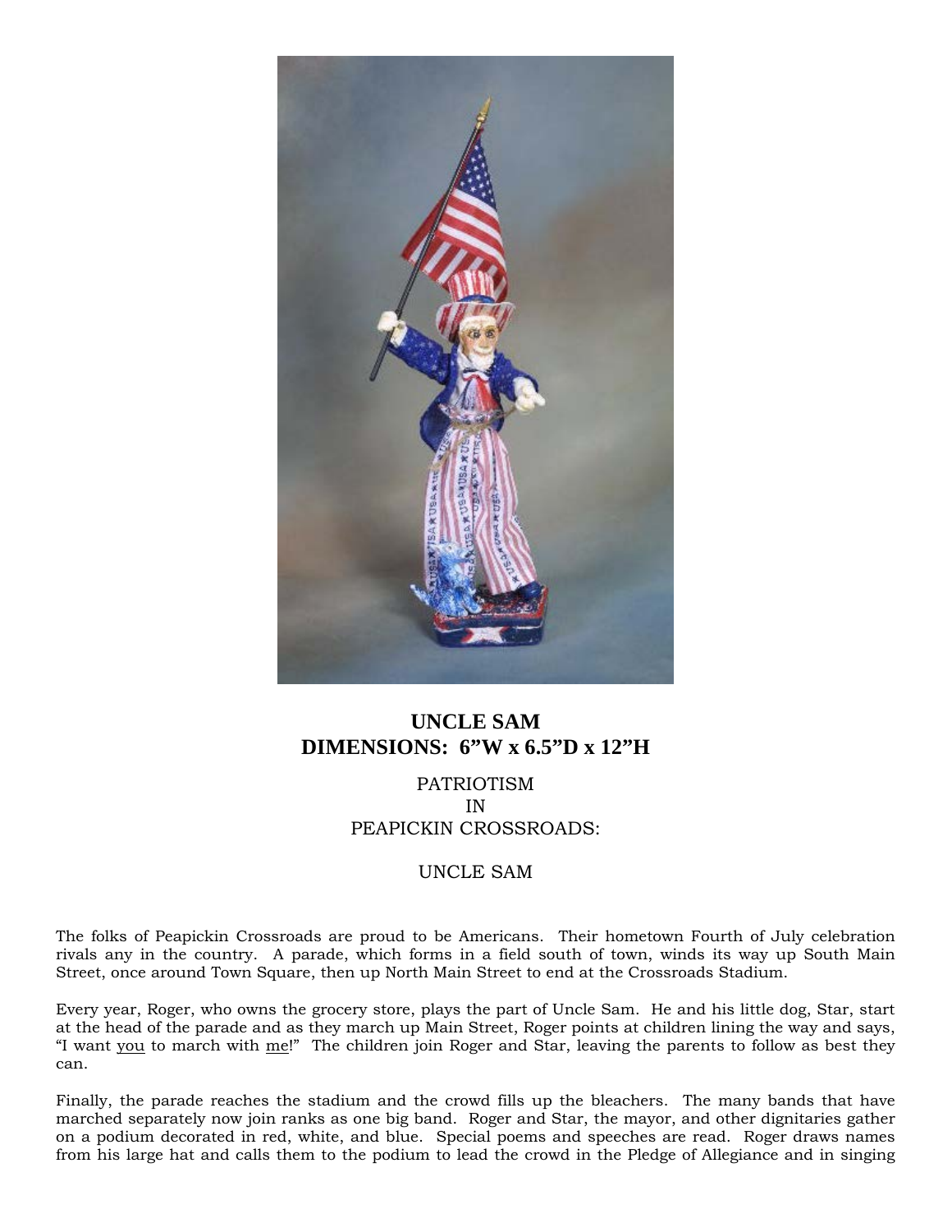# UNCLE SAM
## DIMENSIONS: 6"W x 6.5"D x 12"H

PATRIOTISM
IN
PEAPICKIN CROSSROADS:

UNCLE SAM

The folks of Peapickin Crossroads are proud to be Americans. Their hometown Fourth of July celebration rivals any in the country. A parade, which forms in a field south of town, winds its way up South Main Street, once around Town Square, then up North Main Street to end at the Crossroads Stadium.

Every year, Roger, who owns the grocery store, plays the part of Uncle Sam. He and his little dog, Star, start at the head of the parade and as they march up Main Street, Roger points at children lining the way and says, "I want <u>you</u> to march with <u>me</u>!" The children join Roger and Star, leaving the parents to follow as best they can.

Finally, the parade reaches the stadium and the crowd fills up the bleachers. The many bands that have marched separately now join ranks as one big band. Roger and Star, the mayor, and other dignitaries gather on a podium decorated in red, white, and blue. Special poems and speeches are read. Roger draws names from his large hat and calls them to the podium to lead the crowd in the Pledge of Allegiance and in singing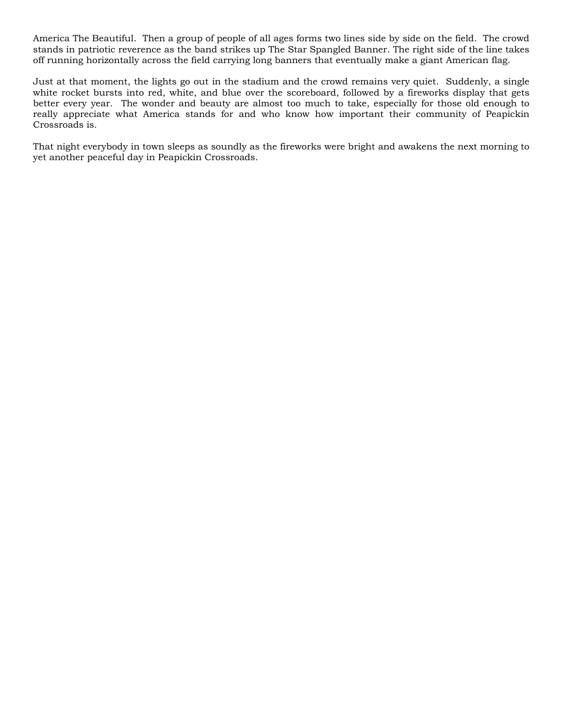America The Beautiful.  Then a group of people of all ages forms two lines side by side on the field.  The crowd stands in patriotic reverence as the band strikes up The Star Spangled Banner. The right side of the line takes off running horizontally across the field carrying long banners that eventually make a giant American flag.

Just at that moment, the lights go out in the stadium and the crowd remains very quiet.  Suddenly, a single white rocket bursts into red, white, and blue over the scoreboard, followed by a fireworks display that gets better every year.  The wonder and beauty are almost too much to take, especially for those old enough to really appreciate what America stands for and who know how important their community of Peapickin Crossroads is.

That night everybody in town sleeps as soundly as the fireworks were bright and awakens the next morning to yet another peaceful day in Peapickin Crossroads.